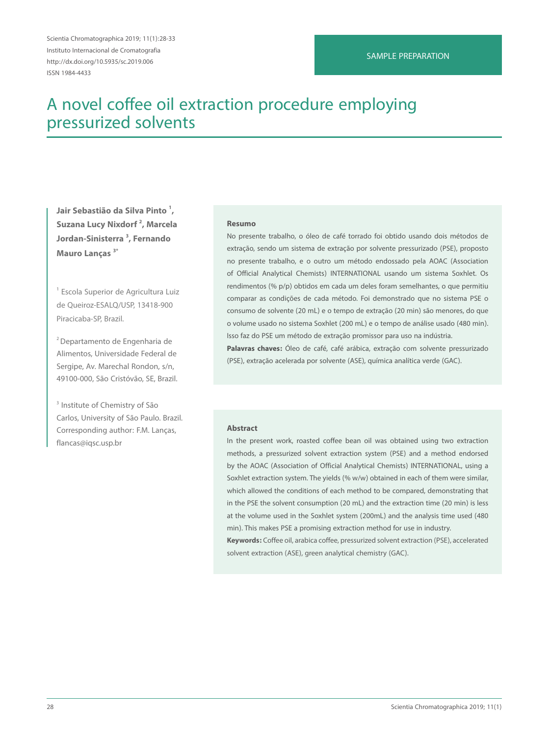SAMPLE PREPARATION

# A novel coffee oil extraction procedure employing pressurized solvents

**Jair Sebastião da Silva Pinto [1], Suzana Lucy Nixdorf [2], Marcela Jordan-Sinisterra [3], Fernando Mauro Lanças [3*]**

[1] Escola Superior de Agricultura Luiz de Queiroz-ESALQ/USP, 13418-900 Piracicaba-SP, Brazil.

[2] Departamento de Engenharia de Alimentos, Universidade Federal de Sergipe, Av. Marechal Rondon, s/n, 49100-000, São Cristóvão, SE, Brazil.

[3] Institute of Chemistry of São Carlos, University of São Paulo. Brazil. Corresponding author: F.M. Lanças, flancas@iqsc.usp.br

### Resumo

No presente trabalho, o óleo de café torrado foi obtido usando dois métodos de extração, sendo um sistema de extração por solvente pressurizado (PSE), proposto no presente trabalho, e o outro um método endossado pela AOAC (Association of Official Analytical Chemists) INTERNATIONAL usando um sistema Soxhlet. Os rendimentos (% p/p) obtidos em cada um deles foram semelhantes, o que permitiu comparar as condições de cada método. Foi demonstrado que no sistema PSE o consumo de solvente (20 mL) e o tempo de extração (20 min) são menores, do que o volume usado no sistema Soxhlet (200 mL) e o tempo de análise usado (480 min). Isso faz do PSE um método de extração promissor para uso na indústria.

**Palavras chaves:** Óleo de café, café arábica, extração com solvente pressurizado (PSE), extração acelerada por solvente (ASE), química analítica verde (GAC).

### Abstract

In the present work, roasted coffee bean oil was obtained using two extraction methods, a pressurized solvent extraction system (PSE) and a method endorsed by the AOAC (Association of Official Analytical Chemists) INTERNATIONAL, using a Soxhlet extraction system. The yields (% w/w) obtained in each of them were similar, which allowed the conditions of each method to be compared, demonstrating that in the PSE the solvent consumption (20 mL) and the extraction time (20 min) is less at the volume used in the Soxhlet system (200mL) and the analysis time used (480 min). This makes PSE a promising extraction method for use in industry.

**Keywords:** Coffee oil, arabica coffee, pressurized solvent extraction (PSE), accelerated solvent extraction (ASE), green analytical chemistry (GAC).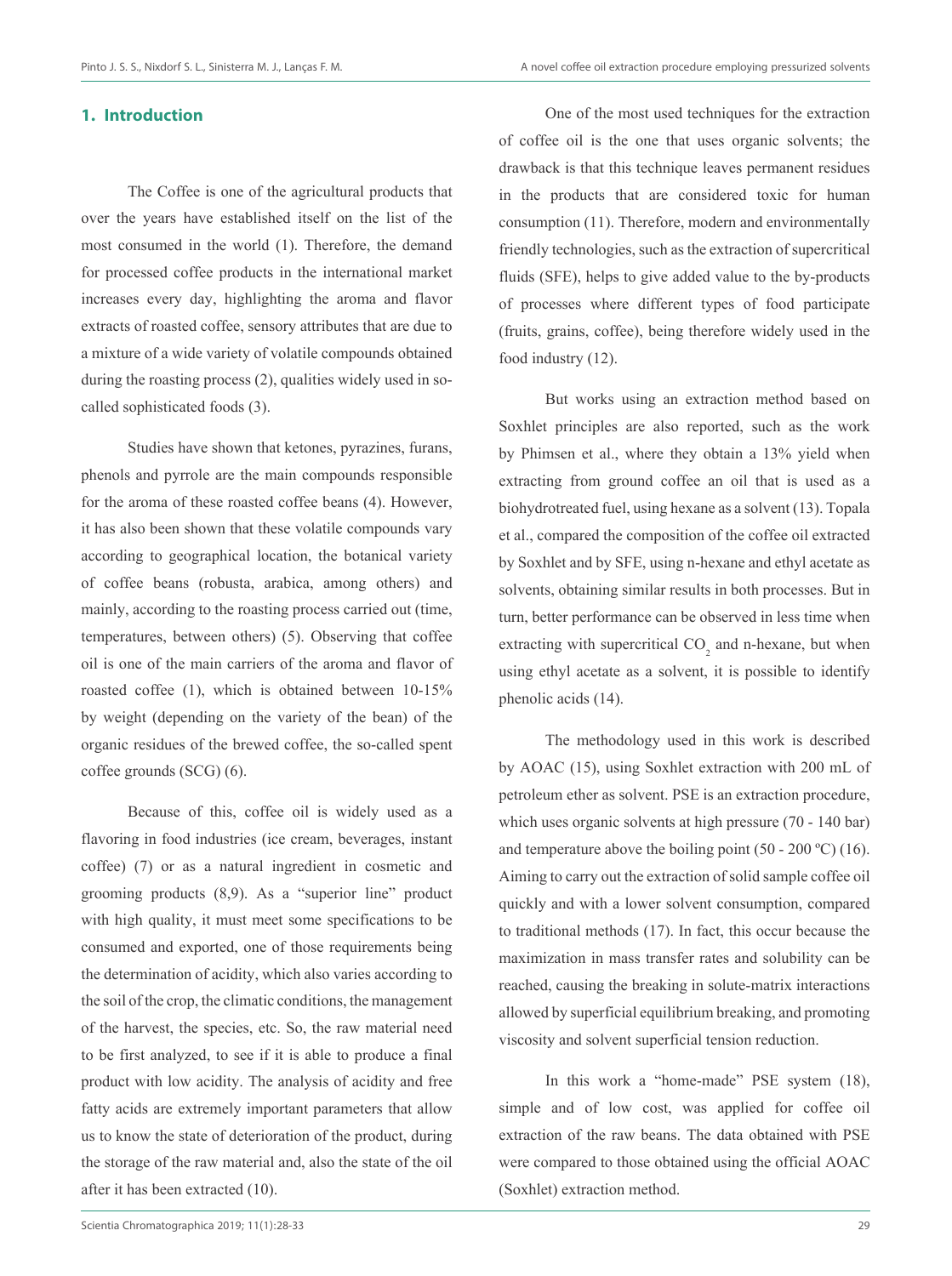## 1. Introduction

The Coffee is one of the agricultural products that over the years have established itself on the list of the most consumed in the world (1). Therefore, the demand for processed coffee products in the international market increases every day, highlighting the aroma and flavor extracts of roasted coffee, sensory attributes that are due to a mixture of a wide variety of volatile compounds obtained during the roasting process (2), qualities widely used in so-called sophisticated foods (3).

Studies have shown that ketones, pyrazines, furans, phenols and pyrrole are the main compounds responsible for the aroma of these roasted coffee beans (4). However, it has also been shown that these volatile compounds vary according to geographical location, the botanical variety of coffee beans (robusta, arabica, among others) and mainly, according to the roasting process carried out (time, temperatures, between others) (5). Observing that coffee oil is one of the main carriers of the aroma and flavor of roasted coffee (1), which is obtained between 10-15% by weight (depending on the variety of the bean) of the organic residues of the brewed coffee, the so-called spent coffee grounds (SCG) (6).

Because of this, coffee oil is widely used as a flavoring in food industries (ice cream, beverages, instant coffee) (7) or as a natural ingredient in cosmetic and grooming products (8,9). As a "superior line" product with high quality, it must meet some specifications to be consumed and exported, one of those requirements being the determination of acidity, which also varies according to the soil of the crop, the climatic conditions, the management of the harvest, the species, etc. So, the raw material need to be first analyzed, to see if it is able to produce a final product with low acidity. The analysis of acidity and free fatty acids are extremely important parameters that allow us to know the state of deterioration of the product, during the storage of the raw material and, also the state of the oil after it has been extracted (10).

One of the most used techniques for the extraction of coffee oil is the one that uses organic solvents; the drawback is that this technique leaves permanent residues in the products that are considered toxic for human consumption (11). Therefore, modern and environmentally friendly technologies, such as the extraction of supercritical fluids (SFE), helps to give added value to the by-products of processes where different types of food participate (fruits, grains, coffee), being therefore widely used in the food industry (12).

But works using an extraction method based on Soxhlet principles are also reported, such as the work by Phimsen et al., where they obtain a 13% yield when extracting from ground coffee an oil that is used as a biohydrotreated fuel, using hexane as a solvent (13). Topala et al., compared the composition of the coffee oil extracted by Soxhlet and by SFE, using n-hexane and ethyl acetate as solvents, obtaining similar results in both processes. But in turn, better performance can be observed in less time when extracting with supercritical $CO_2$ and n-hexane, but when using ethyl acetate as a solvent, it is possible to identify phenolic acids (14).

The methodology used in this work is described by AOAC (15), using Soxhlet extraction with 200 mL of petroleum ether as solvent. PSE is an extraction procedure, which uses organic solvents at high pressure (70 - 140 bar) and temperature above the boiling point (50 - 200 ºC) (16). Aiming to carry out the extraction of solid sample coffee oil quickly and with a lower solvent consumption, compared to traditional methods (17). In fact, this occur because the maximization in mass transfer rates and solubility can be reached, causing the breaking in solute-matrix interactions allowed by superficial equilibrium breaking, and promoting viscosity and solvent superficial tension reduction.

In this work a "home-made" PSE system (18), simple and of low cost, was applied for coffee oil extraction of the raw beans. The data obtained with PSE were compared to those obtained using the official AOAC (Soxhlet) extraction method.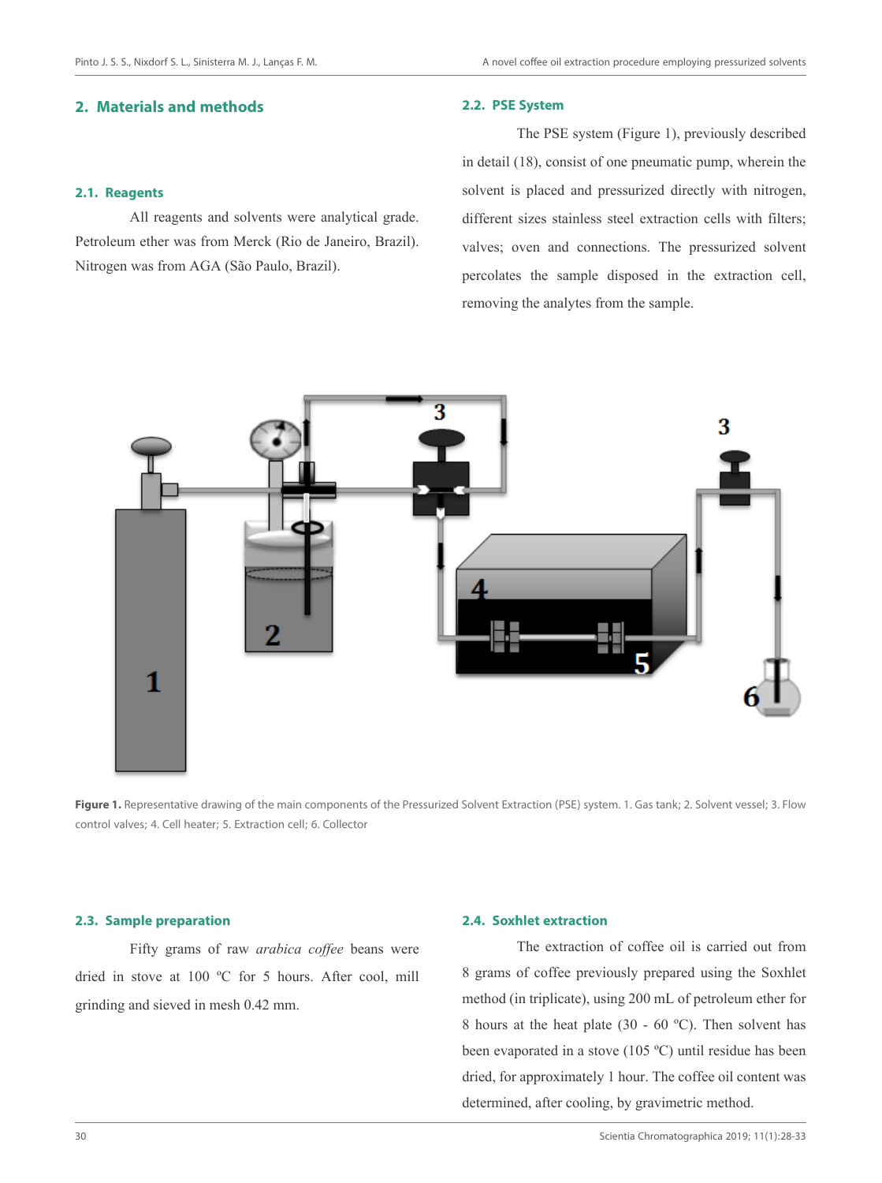## 2. Materials and methods

### 2.1. Reagents

All reagents and solvents were analytical grade. Petroleum ether was from Merck (Rio de Janeiro, Brazil). Nitrogen was from AGA (São Paulo, Brazil).

### 2.2. PSE System

The PSE system (Figure 1), previously described in detail (18), consist of one pneumatic pump, wherein the solvent is placed and pressurized directly with nitrogen, different sizes stainless steel extraction cells with filters; valves; oven and connections. The pressurized solvent percolates the sample disposed in the extraction cell, removing the analytes from the sample.

**Figure 1.** Representative drawing of the main components of the Pressurized Solvent Extraction (PSE) system. 1. Gas tank; 2. Solvent vessel; 3. Flow control valves; 4. Cell heater; 5. Extraction cell; 6. Collector

### 2.3. Sample preparation

Fifty grams of raw *arabica coffee* beans were dried in stove at 100 ºC for 5 hours. After cool, mill grinding and sieved in mesh 0.42 mm.

### 2.4. Soxhlet extraction

The extraction of coffee oil is carried out from 8 grams of coffee previously prepared using the Soxhlet method (in triplicate), using 200 mL of petroleum ether for 8 hours at the heat plate (30 - 60 ºC). Then solvent has been evaporated in a stove (105 ºC) until residue has been dried, for approximately 1 hour. The coffee oil content was determined, after cooling, by gravimetric method.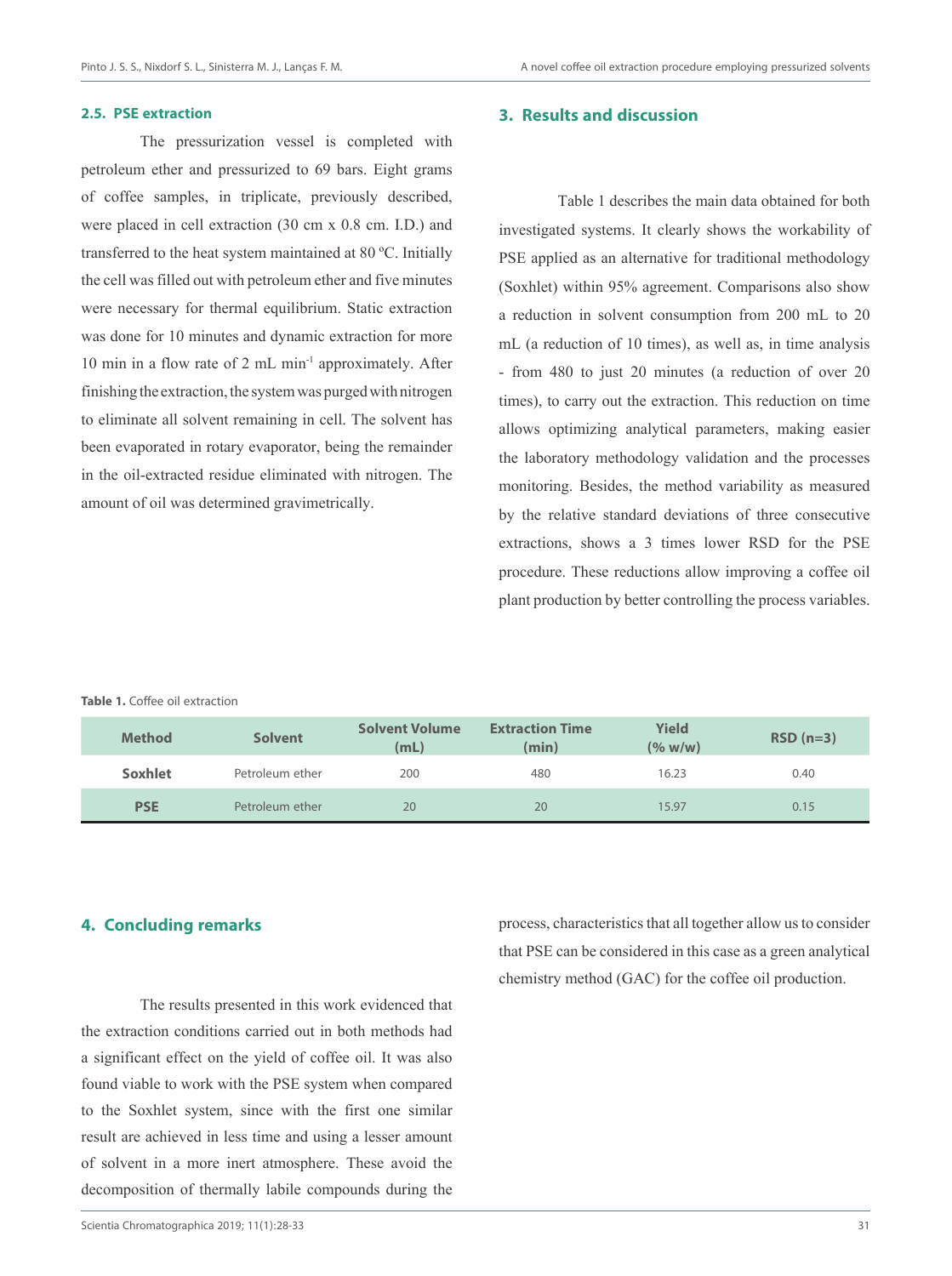### 2.5. PSE extraction

The pressurization vessel is completed with petroleum ether and pressurized to 69 bars. Eight grams of coffee samples, in triplicate, previously described, were placed in cell extraction (30 cm x 0.8 cm. I.D.) and transferred to the heat system maintained at 80 ºC. Initially the cell was filled out with petroleum ether and five minutes were necessary for thermal equilibrium. Static extraction was done for 10 minutes and dynamic extraction for more 10 min in a flow rate of 2 mL $min^{-1}$ approximately. After finishing the extraction, the system was purged with nitrogen to eliminate all solvent remaining in cell. The solvent has been evaporated in rotary evaporator, being the remainder in the oil-extracted residue eliminated with nitrogen. The amount of oil was determined gravimetrically.

## 3. Results and discussion

Table 1 describes the main data obtained for both investigated systems. It clearly shows the workability of PSE applied as an alternative for traditional methodology (Soxhlet) within 95% agreement. Comparisons also show a reduction in solvent consumption from 200 mL to 20 mL (a reduction of 10 times), as well as, in time analysis - from 480 to just 20 minutes (a reduction of over 20 times), to carry out the extraction. This reduction on time allows optimizing analytical parameters, making easier the laboratory methodology validation and the processes monitoring. Besides, the method variability as measured by the relative standard deviations of three consecutive extractions, shows a 3 times lower RSD for the PSE procedure. These reductions allow improving a coffee oil plant production by better controlling the process variables.

**Table 1.** Coffee oil extraction

| Method | Solvent | Solvent Volume (mL) | Extraction Time (min) | Yield (% w/w) | RSD (n=3) |
|---|---|---|---|---|---|
| **Soxhlet** | Petroleum ether | 200 | 480 | 16.23 | 0.40 |
| **PSE** | Petroleum ether | 20 | 20 | 15.97 | 0.15 |

## 4. Concluding remarks

The results presented in this work evidenced that the extraction conditions carried out in both methods had a significant effect on the yield of coffee oil. It was also found viable to work with the PSE system when compared to the Soxhlet system, since with the first one similar result are achieved in less time and using a lesser amount of solvent in a more inert atmosphere. These avoid the decomposition of thermally labile compounds during the process, characteristics that all together allow us to consider that PSE can be considered in this case as a green analytical chemistry method (GAC) for the coffee oil production.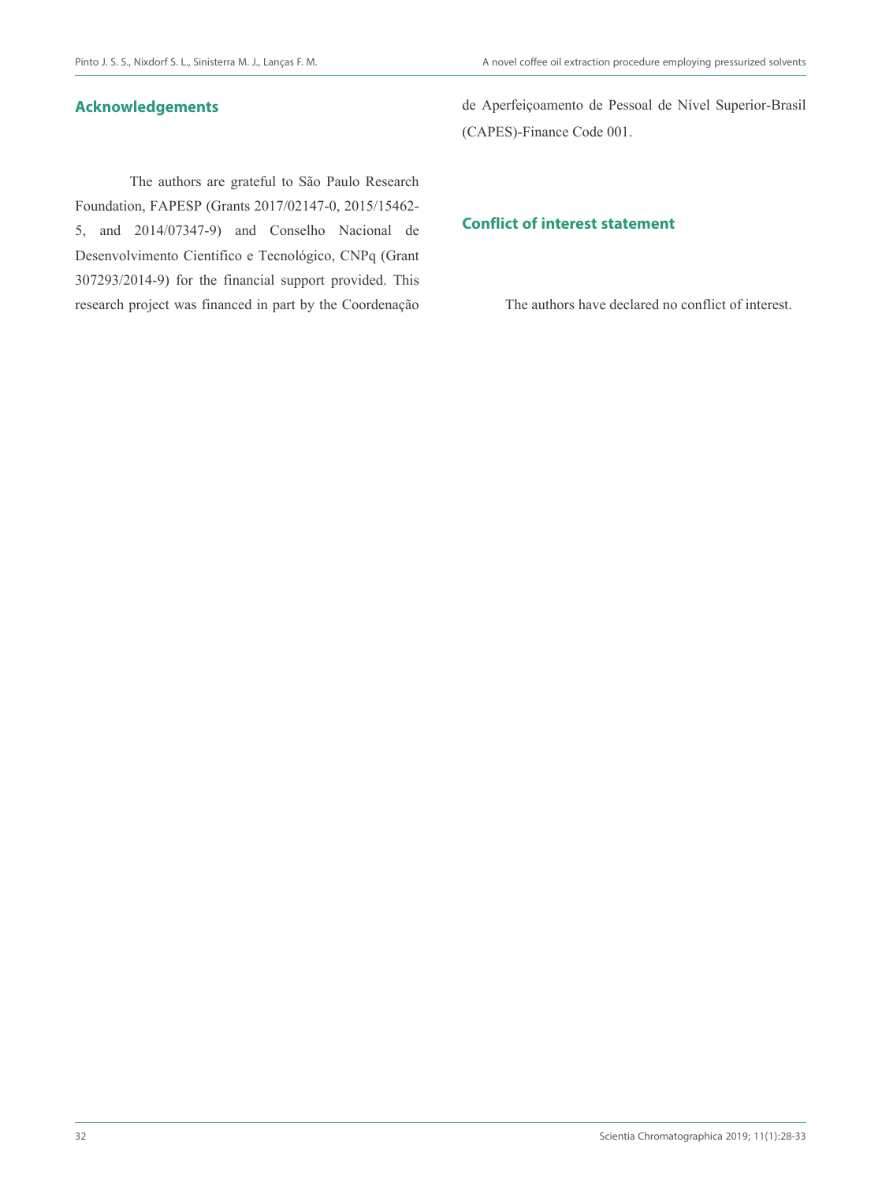## Acknowledgements

The authors are grateful to São Paulo Research Foundation, FAPESP (Grants 2017/02147-0, 2015/15462-5, and 2014/07347-9) and Conselho Nacional de Desenvolvimento Cientifico e Tecnológico, CNPq (Grant 307293/2014-9) for the financial support provided. This research project was financed in part by the Coordenação de Aperfeiçoamento de Pessoal de Nível Superior-Brasil (CAPES)-Finance Code 001.

## Conflict of interest statement

The authors have declared no conflict of interest.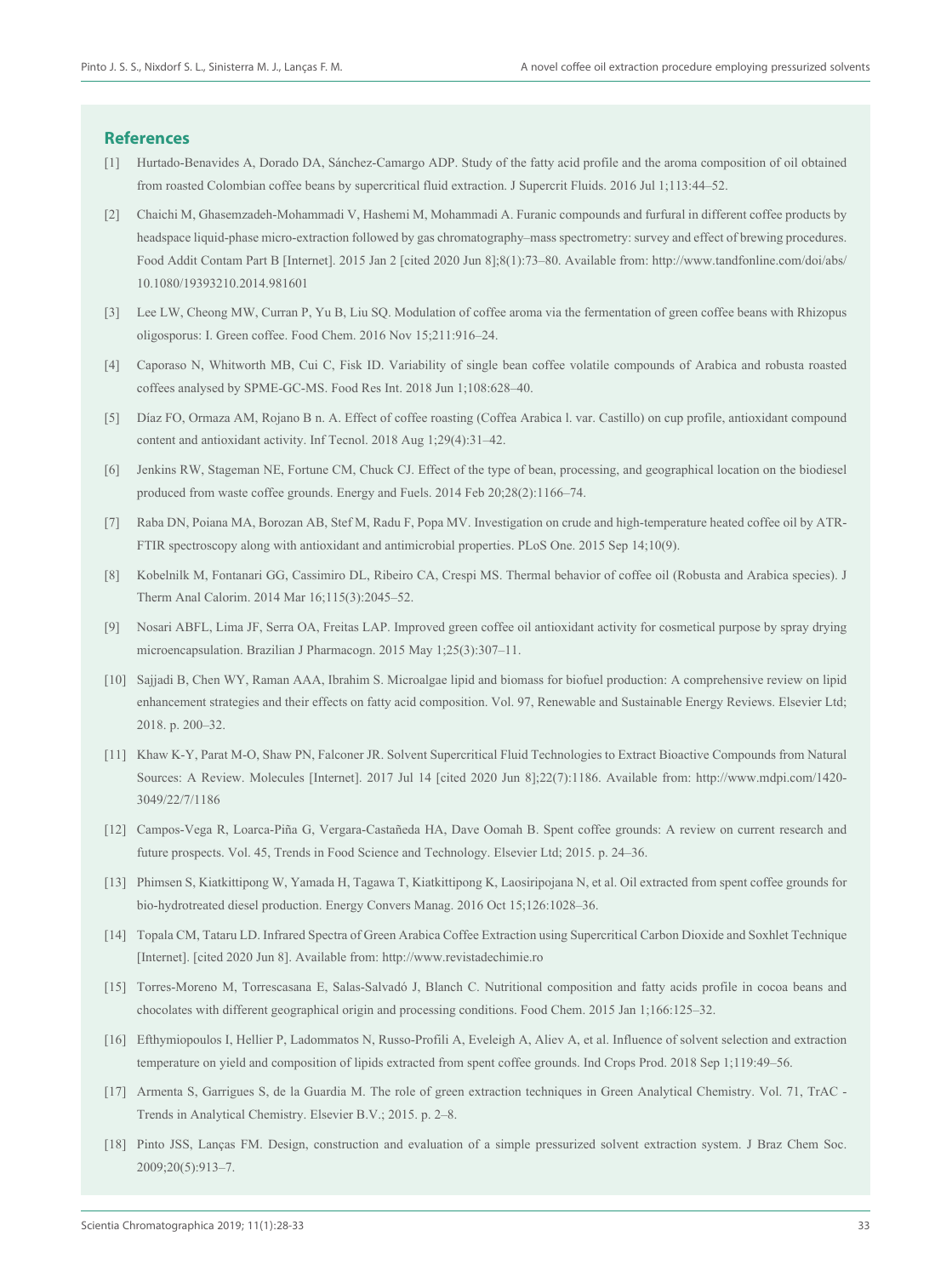## References

[1] Hurtado-Benavides A, Dorado DA, Sánchez-Camargo ADP. Study of the fatty acid profile and the aroma composition of oil obtained from roasted Colombian coffee beans by supercritical fluid extraction. J Supercrit Fluids. 2016 Jul 1;113:44–52.

[2] Chaichi M, Ghasemzadeh-Mohammadi V, Hashemi M, Mohammadi A. Furanic compounds and furfural in different coffee products by headspace liquid-phase micro-extraction followed by gas chromatography–mass spectrometry: survey and effect of brewing procedures. Food Addit Contam Part B [Internet]. 2015 Jan 2 [cited 2020 Jun 8];8(1):73–80. Available from: http://www.tandfonline.com/doi/abs/10.1080/19393210.2014.981601

[3] Lee LW, Cheong MW, Curran P, Yu B, Liu SQ. Modulation of coffee aroma via the fermentation of green coffee beans with Rhizopus oligosporus: I. Green coffee. Food Chem. 2016 Nov 15;211:916–24.

[4] Caporaso N, Whitworth MB, Cui C, Fisk ID. Variability of single bean coffee volatile compounds of Arabica and robusta roasted coffees analysed by SPME-GC-MS. Food Res Int. 2018 Jun 1;108:628–40.

[5] Díaz FO, Ormaza AM, Rojano B n. A. Effect of coffee roasting (Coffea Arabica l. var. Castillo) on cup profile, antioxidant compound content and antioxidant activity. Inf Tecnol. 2018 Aug 1;29(4):31–42.

[6] Jenkins RW, Stageman NE, Fortune CM, Chuck CJ. Effect of the type of bean, processing, and geographical location on the biodiesel produced from waste coffee grounds. Energy and Fuels. 2014 Feb 20;28(2):1166–74.

[7] Raba DN, Poiana MA, Borozan AB, Stef M, Radu F, Popa MV. Investigation on crude and high-temperature heated coffee oil by ATR-FTIR spectroscopy along with antioxidant and antimicrobial properties. PLoS One. 2015 Sep 14;10(9).

[8] Kobelnilk M, Fontanari GG, Cassimiro DL, Ribeiro CA, Crespi MS. Thermal behavior of coffee oil (Robusta and Arabica species). J Therm Anal Calorim. 2014 Mar 16;115(3):2045–52.

[9] Nosari ABFL, Lima JF, Serra OA, Freitas LAP. Improved green coffee oil antioxidant activity for cosmetical purpose by spray drying microencapsulation. Brazilian J Pharmacogn. 2015 May 1;25(3):307–11.

[10] Sajjadi B, Chen WY, Raman AAA, Ibrahim S. Microalgae lipid and biomass for biofuel production: A comprehensive review on lipid enhancement strategies and their effects on fatty acid composition. Vol. 97, Renewable and Sustainable Energy Reviews. Elsevier Ltd; 2018. p. 200–32.

[11] Khaw K-Y, Parat M-O, Shaw PN, Falconer JR. Solvent Supercritical Fluid Technologies to Extract Bioactive Compounds from Natural Sources: A Review. Molecules [Internet]. 2017 Jul 14 [cited 2020 Jun 8];22(7):1186. Available from: http://www.mdpi.com/1420-3049/22/7/1186

[12] Campos-Vega R, Loarca-Piña G, Vergara-Castañeda HA, Dave Oomah B. Spent coffee grounds: A review on current research and future prospects. Vol. 45, Trends in Food Science and Technology. Elsevier Ltd; 2015. p. 24–36.

[13] Phimsen S, Kiatkittipong W, Yamada H, Tagawa T, Kiatkittipong K, Laosiripojana N, et al. Oil extracted from spent coffee grounds for bio-hydrotreated diesel production. Energy Convers Manag. 2016 Oct 15;126:1028–36.

[14] Topala CM, Tataru LD. Infrared Spectra of Green Arabica Coffee Extraction using Supercritical Carbon Dioxide and Soxhlet Technique [Internet]. [cited 2020 Jun 8]. Available from: http://www.revistadechimie.ro

[15] Torres-Moreno M, Torrescasana E, Salas-Salvadó J, Blanch C. Nutritional composition and fatty acids profile in cocoa beans and chocolates with different geographical origin and processing conditions. Food Chem. 2015 Jan 1;166:125–32.

[16] Efthymiopoulos I, Hellier P, Ladommatos N, Russo-Profili A, Eveleigh A, Aliev A, et al. Influence of solvent selection and extraction temperature on yield and composition of lipids extracted from spent coffee grounds. Ind Crops Prod. 2018 Sep 1;119:49–56.

[17] Armenta S, Garrigues S, de la Guardia M. The role of green extraction techniques in Green Analytical Chemistry. Vol. 71, TrAC - Trends in Analytical Chemistry. Elsevier B.V.; 2015. p. 2–8.

[18] Pinto JSS, Lanças FM. Design, construction and evaluation of a simple pressurized solvent extraction system. J Braz Chem Soc. 2009;20(5):913–7.